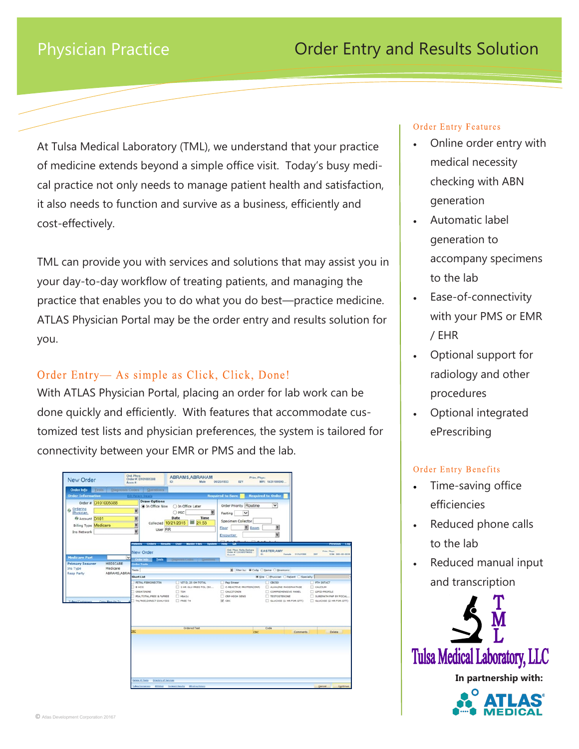# Physician Practice

# Order Entry and Results Solution

At Tulsa Medical Laboratory (TML), we understand that your practice of medicine extends beyond a simple office visit. Today's busy medical practice not only needs to manage patient health and satisfaction, it also needs to function and survive as a business, efficiently and cost-effectively.

TML can provide you with services and solutions that may assist you in your day-to-day workflow of treating patients, and managing the practice that enables you to do what you do best—practice medicine. ATLAS Physician Portal may be the order entry and results solution for you.

## Order Entry— As simple as Click, Click, Done!

With ATLAS Physician Portal, placing an order for lab work can be done quickly and efficiently. With features that accommodate customized test lists and physician preferences, the system is tailored for connectivity between your EMR or PMS and the lab.

### Order Entry Features

- Online order entry with medical necessity checking with ABN generation
- Automatic label generation to accompany specimens to the lab
- Ease-of-connectivity with your PMS or EMR / EHR
- Optional support for radiology and other procedures
- Optional integrated ePrescribing

### Order Entry Benefits

- Time-saving office efficiencies
- Reduced phone calls to the lab
- Reduced manual input and transcription

Tulsa Medical Laboratory, LLC

In partnership with:

ATLAS MEDICAL

© Atlas Development Corporation 20167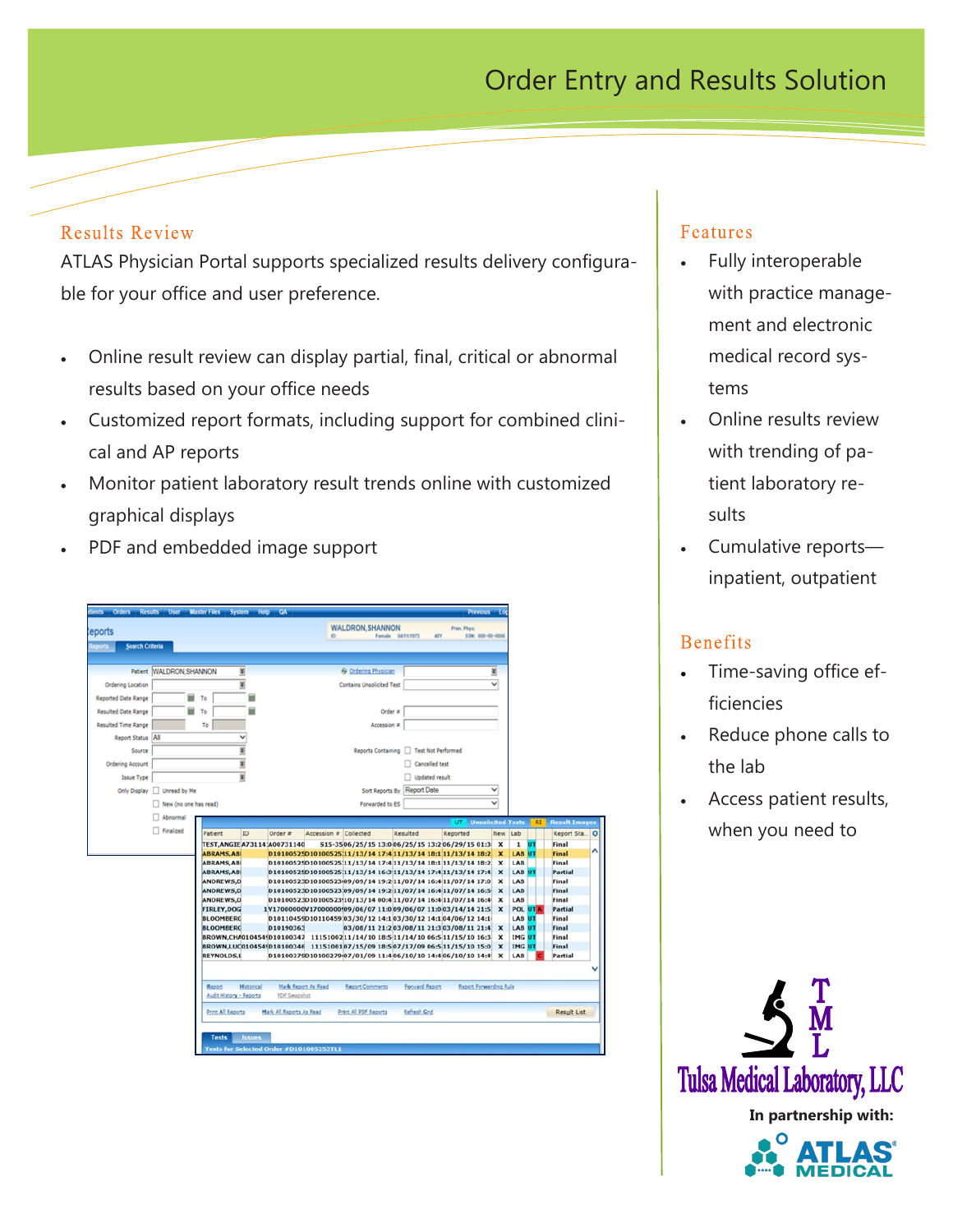# Order Entry and Results Solution

## Results Review

ATLAS Physician Portal supports specialized results delivery configurable for your office and user preference.

- Online result review can display partial, final, critical or abnormal results based on your office needs
- Customized report formats, including support for combined clinical and AP reports
- Monitor patient laboratory result trends online with customized graphical displays
- PDF and embedded image support

## Features

- Fully interoperable with practice management and electronic medical record systems
- Online results review with trending of patient laboratory results
- Cumulative reports—inpatient, outpatient

## Benefits

- Time-saving office efficiencies
- Reduce phone calls to the lab
- Access patient results, when you need to

Tulsa Medical Laboratory, LLC

In partnership with:

ATLAS MEDICAL